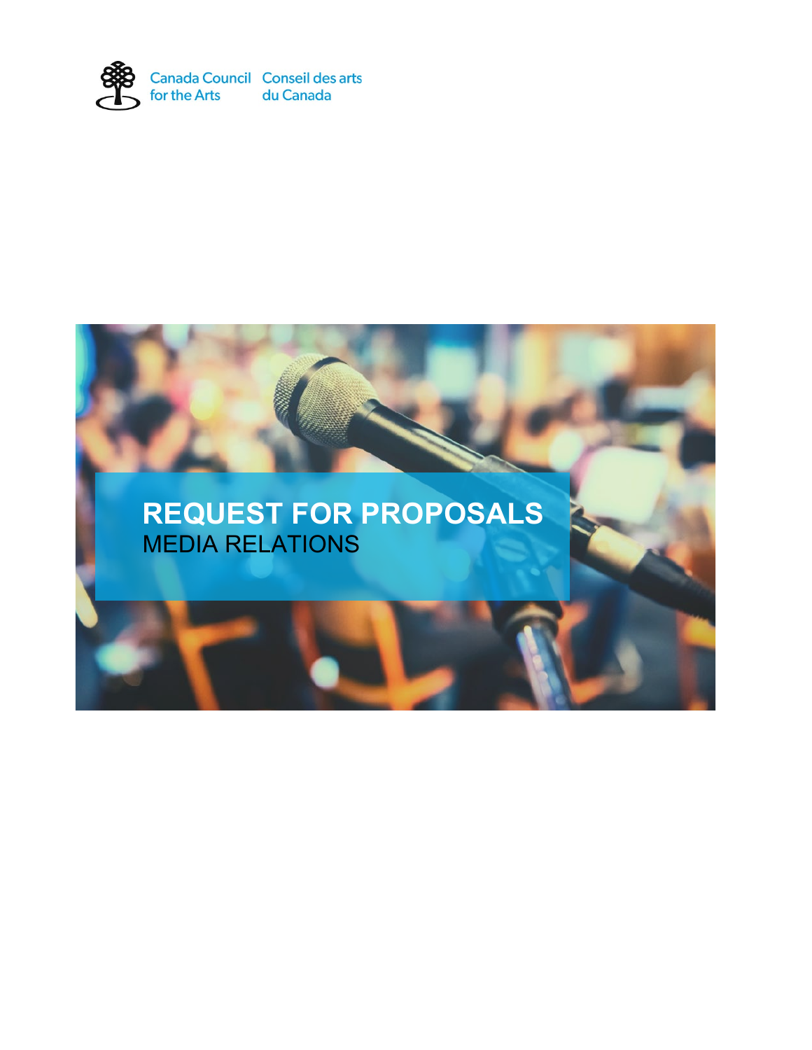Canada Council for the Arts | Conseil des arts du Canada

# REQUEST FOR PROPOSALS

MEDIA RELATIONS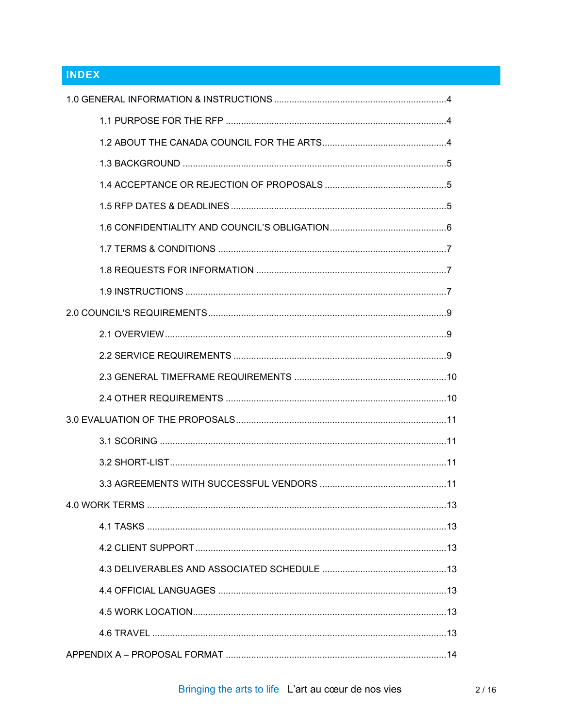## INDEX

1.0 GENERAL INFORMATION & INSTRUCTIONS ....................................................................4

- 1.1 PURPOSE FOR THE RFP ....................................................................................4
- 1.2 ABOUT THE CANADA COUNCIL FOR THE ARTS.................................................4
- 1.3 BACKGROUND ....................................................................................................5
- 1.4 ACCEPTANCE OR REJECTION OF PROPOSALS ................................................5
- 1.5 RFP DATES & DEADLINES ....................................................................................5
- 1.6 CONFIDENTIALITY AND COUNCIL'S OBLIGATION..............................................6
- 1.7 TERMS & CONDITIONS .........................................................................................7
- 1.8 REQUESTS FOR INFORMATION ..........................................................................7
- 1.9 INSTRUCTIONS .....................................................................................................7

2.0 COUNCIL'S REQUIREMENTS.............................................................................................9

- 2.1 OVERVIEW.............................................................................................................9
- 2.2 SERVICE REQUIREMENTS ...................................................................................9
- 2.3 GENERAL TIMEFRAME REQUIREMENTS ...........................................................10
- 2.4 OTHER REQUIREMENTS ......................................................................................10

3.0 EVALUATION OF THE PROPOSALS..................................................................................11

- 3.1 SCORING ...............................................................................................................11
- 3.2 SHORT-LIST...........................................................................................................11
- 3.3 AGREEMENTS WITH SUCCESSFUL VENDORS .................................................11

4.0 WORK TERMS .....................................................................................................................13

- 4.1 TASKS .....................................................................................................................13
- 4.2 CLIENT SUPPORT..................................................................................................13
- 4.3 DELIVERABLES AND ASSOCIATED SCHEDULE .................................................13
- 4.4 OFFICIAL LANGUAGES .........................................................................................13
- 4.5 WORK LOCATION...................................................................................................13
- 4.6 TRAVEL ...................................................................................................................13

APPENDIX A – PROPOSAL FORMAT ......................................................................................14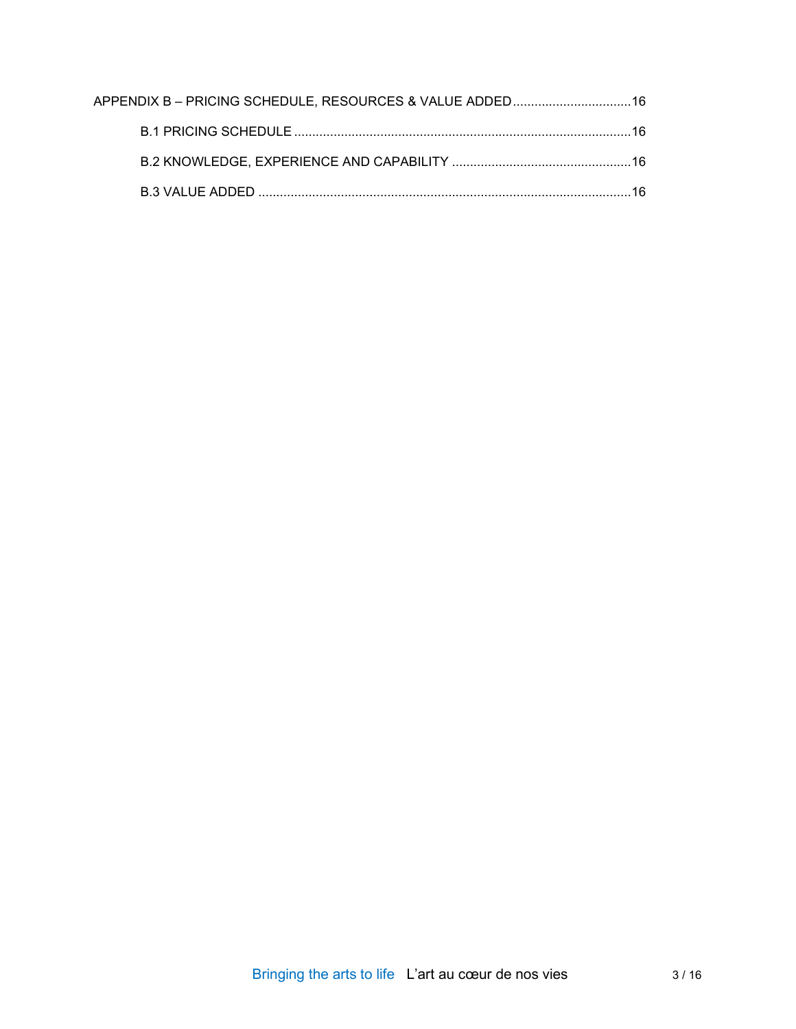APPENDIX B – PRICING SCHEDULE, RESOURCES & VALUE ADDED....16

- B.1 PRICING SCHEDULE....16
- B.2 KNOWLEDGE, EXPERIENCE AND CAPABILITY....16
- B.3 VALUE ADDED....16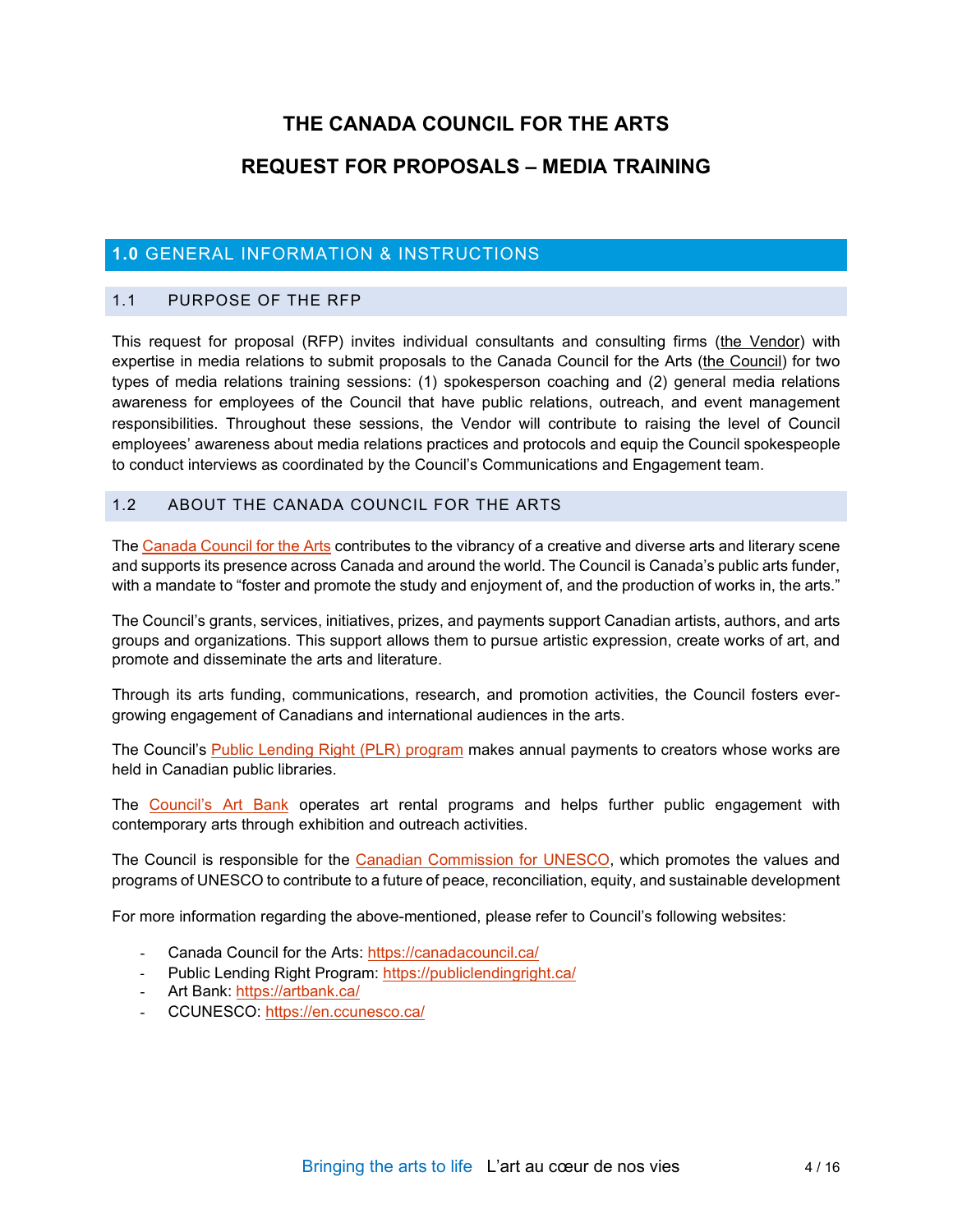# THE CANADA COUNCIL FOR THE ARTS

# REQUEST FOR PROPOSALS – MEDIA TRAINING

## **1.0** GENERAL INFORMATION & INSTRUCTIONS

### 1.1 PURPOSE OF THE RFP

This request for proposal (RFP) invites individual consultants and consulting firms (the Vendor) with expertise in media relations to submit proposals to the Canada Council for the Arts (the Council) for two types of media relations training sessions: (1) spokesperson coaching and (2) general media relations awareness for employees of the Council that have public relations, outreach, and event management responsibilities. Throughout these sessions, the Vendor will contribute to raising the level of Council employees' awareness about media relations practices and protocols and equip the Council spokespeople to conduct interviews as coordinated by the Council's Communications and Engagement team.

### 1.2 ABOUT THE CANADA COUNCIL FOR THE ARTS

The Canada Council for the Arts contributes to the vibrancy of a creative and diverse arts and literary scene and supports its presence across Canada and around the world. The Council is Canada's public arts funder, with a mandate to "foster and promote the study and enjoyment of, and the production of works in, the arts."

The Council's grants, services, initiatives, prizes, and payments support Canadian artists, authors, and arts groups and organizations. This support allows them to pursue artistic expression, create works of art, and promote and disseminate the arts and literature.

Through its arts funding, communications, research, and promotion activities, the Council fosters ever-growing engagement of Canadians and international audiences in the arts.

The Council's Public Lending Right (PLR) program makes annual payments to creators whose works are held in Canadian public libraries.

The Council's Art Bank operates art rental programs and helps further public engagement with contemporary arts through exhibition and outreach activities.

The Council is responsible for the Canadian Commission for UNESCO, which promotes the values and programs of UNESCO to contribute to a future of peace, reconciliation, equity, and sustainable development

For more information regarding the above-mentioned, please refer to Council's following websites:

- Canada Council for the Arts: https://canadacouncil.ca/
- Public Lending Right Program: https://publiclendingright.ca/
- Art Bank: https://artbank.ca/
- CCUNESCO: https://en.ccunesco.ca/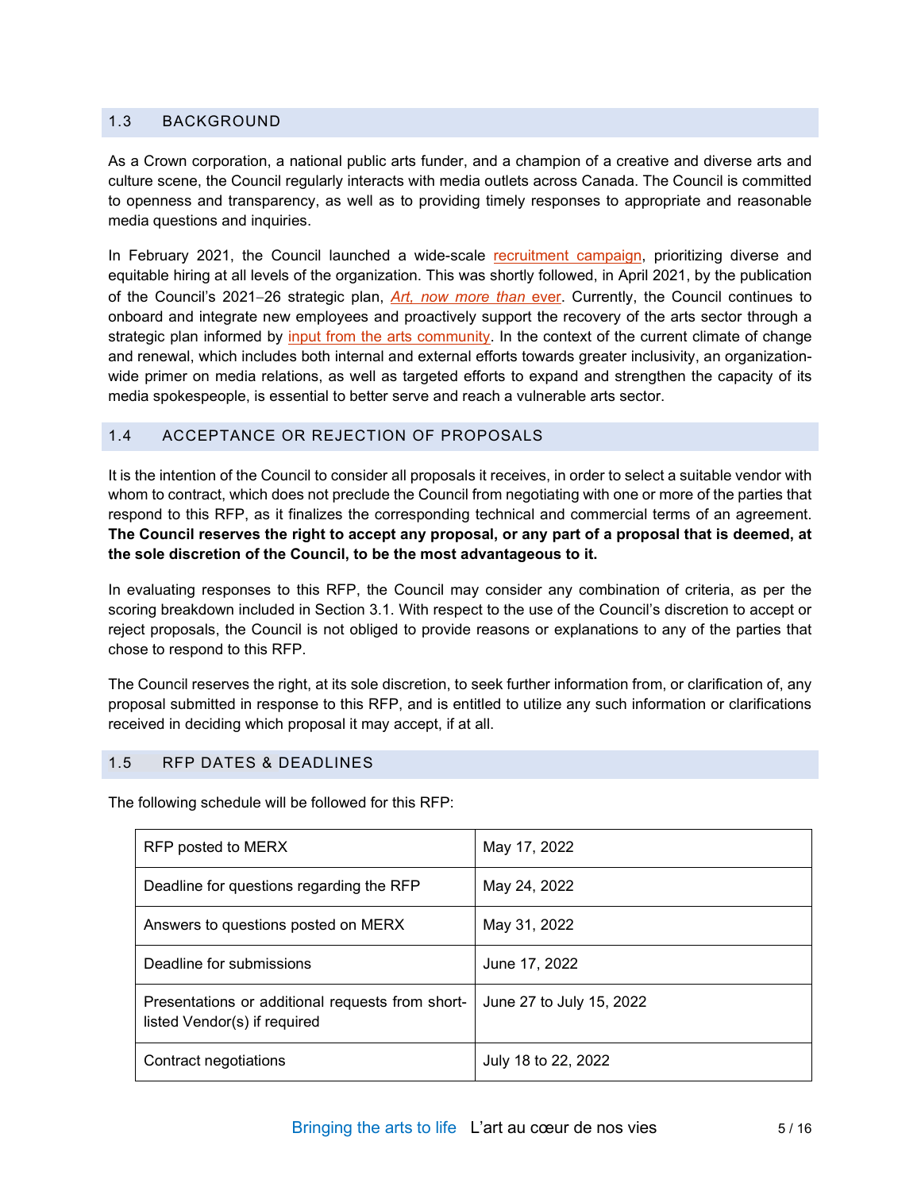## 1.3 BACKGROUND

As a Crown corporation, a national public arts funder, and a champion of a creative and diverse arts and culture scene, the Council regularly interacts with media outlets across Canada. The Council is committed to openness and transparency, as well as to providing timely responses to appropriate and reasonable media questions and inquiries.

In February 2021, the Council launched a wide-scale recruitment campaign, prioritizing diverse and equitable hiring at all levels of the organization. This was shortly followed, in April 2021, by the publication of the Council's 2021–26 strategic plan, *Art, now more than ever*. Currently, the Council continues to onboard and integrate new employees and proactively support the recovery of the arts sector through a strategic plan informed by input from the arts community. In the context of the current climate of change and renewal, which includes both internal and external efforts towards greater inclusivity, an organization-wide primer on media relations, as well as targeted efforts to expand and strengthen the capacity of its media spokespeople, is essential to better serve and reach a vulnerable arts sector.

## 1.4 ACCEPTANCE OR REJECTION OF PROPOSALS

It is the intention of the Council to consider all proposals it receives, in order to select a suitable vendor with whom to contract, which does not preclude the Council from negotiating with one or more of the parties that respond to this RFP, as it finalizes the corresponding technical and commercial terms of an agreement. **The Council reserves the right to accept any proposal, or any part of a proposal that is deemed, at the sole discretion of the Council, to be the most advantageous to it.**

In evaluating responses to this RFP, the Council may consider any combination of criteria, as per the scoring breakdown included in Section 3.1. With respect to the use of the Council's discretion to accept or reject proposals, the Council is not obliged to provide reasons or explanations to any of the parties that chose to respond to this RFP.

The Council reserves the right, at its sole discretion, to seek further information from, or clarification of, any proposal submitted in response to this RFP, and is entitled to utilize any such information or clarifications received in deciding which proposal it may accept, if at all.

## 1.5 RFP DATES & DEADLINES

The following schedule will be followed for this RFP:

| | |
|---|---|
| RFP posted to MERX | May 17, 2022 |
| Deadline for questions regarding the RFP | May 24, 2022 |
| Answers to questions posted on MERX | May 31, 2022 |
| Deadline for submissions | June 17, 2022 |
| Presentations or additional requests from short-listed Vendor(s) if required | June 27 to July 15, 2022 |
| Contract negotiations | July 18 to 22, 2022 |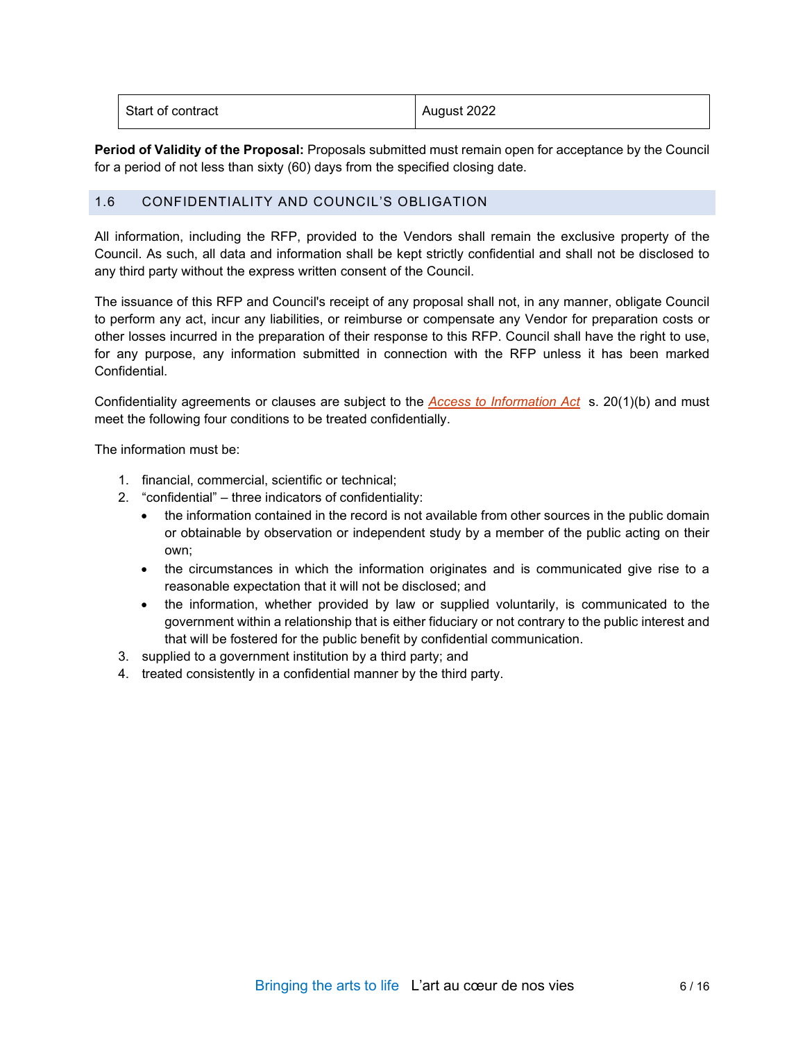| | |
|---|---|
| Start of contract | August 2022 |

**Period of Validity of the Proposal:** Proposals submitted must remain open for acceptance by the Council for a period of not less than sixty (60) days from the specified closing date.

## 1.6 CONFIDENTIALITY AND COUNCIL'S OBLIGATION

All information, including the RFP, provided to the Vendors shall remain the exclusive property of the Council. As such, all data and information shall be kept strictly confidential and shall not be disclosed to any third party without the express written consent of the Council.

The issuance of this RFP and Council's receipt of any proposal shall not, in any manner, obligate Council to perform any act, incur any liabilities, or reimburse or compensate any Vendor for preparation costs or other losses incurred in the preparation of their response to this RFP. Council shall have the right to use, for any purpose, any information submitted in connection with the RFP unless it has been marked Confidential.

Confidentiality agreements or clauses are subject to the *Access to Information Act* s. 20(1)(b) and must meet the following four conditions to be treated confidentially.

The information must be:

1. financial, commercial, scientific or technical;
2. "confidential" – three indicators of confidentiality:
   - the information contained in the record is not available from other sources in the public domain or obtainable by observation or independent study by a member of the public acting on their own;
   - the circumstances in which the information originates and is communicated give rise to a reasonable expectation that it will not be disclosed; and
   - the information, whether provided by law or supplied voluntarily, is communicated to the government within a relationship that is either fiduciary or not contrary to the public interest and that will be fostered for the public benefit by confidential communication.
3. supplied to a government institution by a third party; and
4. treated consistently in a confidential manner by the third party.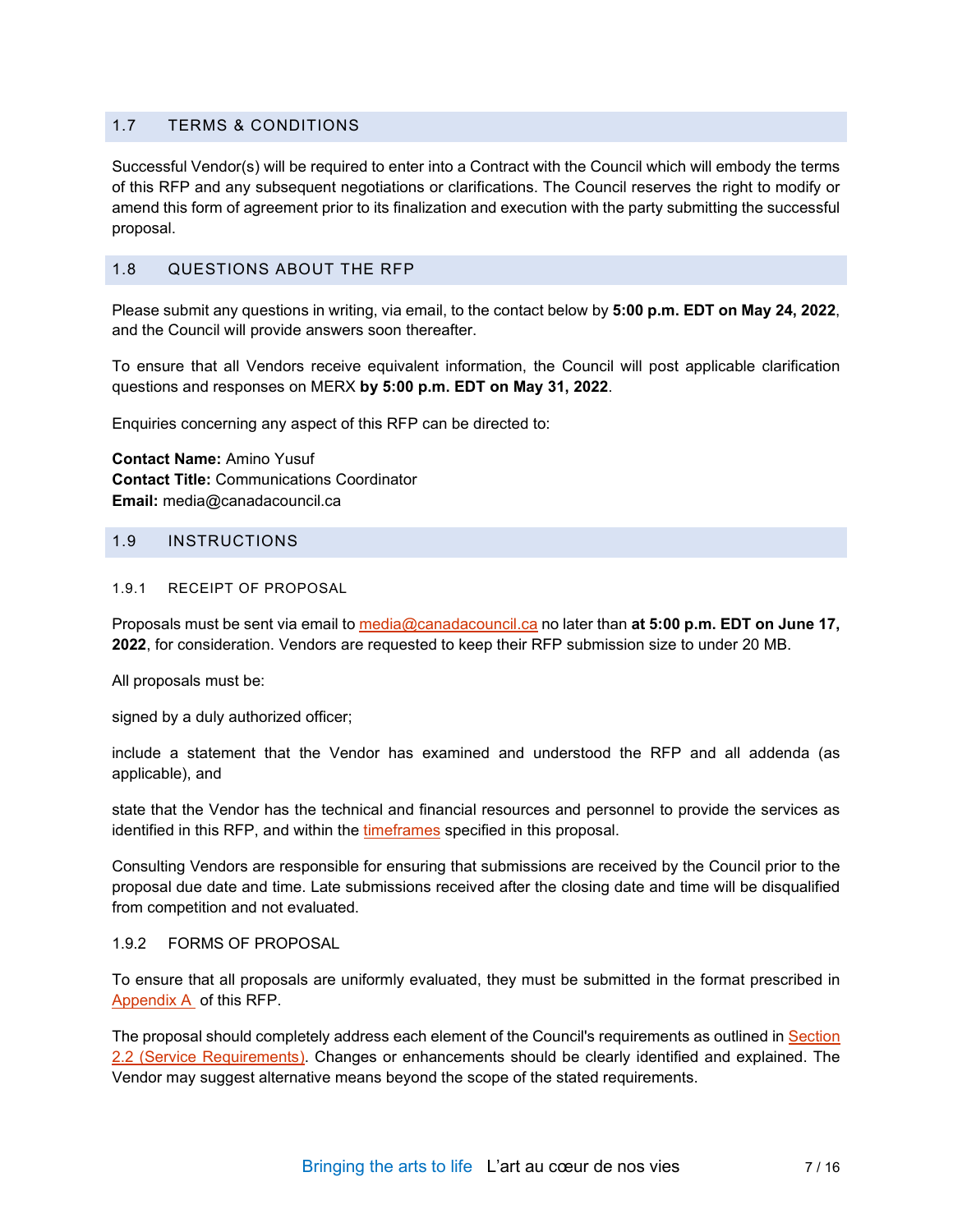## 1.7 TERMS & CONDITIONS

Successful Vendor(s) will be required to enter into a Contract with the Council which will embody the terms of this RFP and any subsequent negotiations or clarifications. The Council reserves the right to modify or amend this form of agreement prior to its finalization and execution with the party submitting the successful proposal.

## 1.8 QUESTIONS ABOUT THE RFP

Please submit any questions in writing, via email, to the contact below by **5:00 p.m. EDT on May 24, 2022**, and the Council will provide answers soon thereafter.

To ensure that all Vendors receive equivalent information, the Council will post applicable clarification questions and responses on MERX **by 5:00 p.m. EDT on May 31, 2022**.

Enquiries concerning any aspect of this RFP can be directed to:

**Contact Name:** Amino Yusuf
**Contact Title:** Communications Coordinator
**Email:** media@canadacouncil.ca

## 1.9 INSTRUCTIONS

### 1.9.1 RECEIPT OF PROPOSAL

Proposals must be sent via email to media@canadacouncil.ca no later than **at 5:00 p.m. EDT on June 17, 2022**, for consideration. Vendors are requested to keep their RFP submission size to under 20 MB.

All proposals must be:

signed by a duly authorized officer;

include a statement that the Vendor has examined and understood the RFP and all addenda (as applicable), and

state that the Vendor has the technical and financial resources and personnel to provide the services as identified in this RFP, and within the timeframes specified in this proposal.

Consulting Vendors are responsible for ensuring that submissions are received by the Council prior to the proposal due date and time. Late submissions received after the closing date and time will be disqualified from competition and not evaluated.

### 1.9.2 FORMS OF PROPOSAL

To ensure that all proposals are uniformly evaluated, they must be submitted in the format prescribed in Appendix A of this RFP.

The proposal should completely address each element of the Council's requirements as outlined in Section 2.2 (Service Requirements). Changes or enhancements should be clearly identified and explained. The Vendor may suggest alternative means beyond the scope of the stated requirements.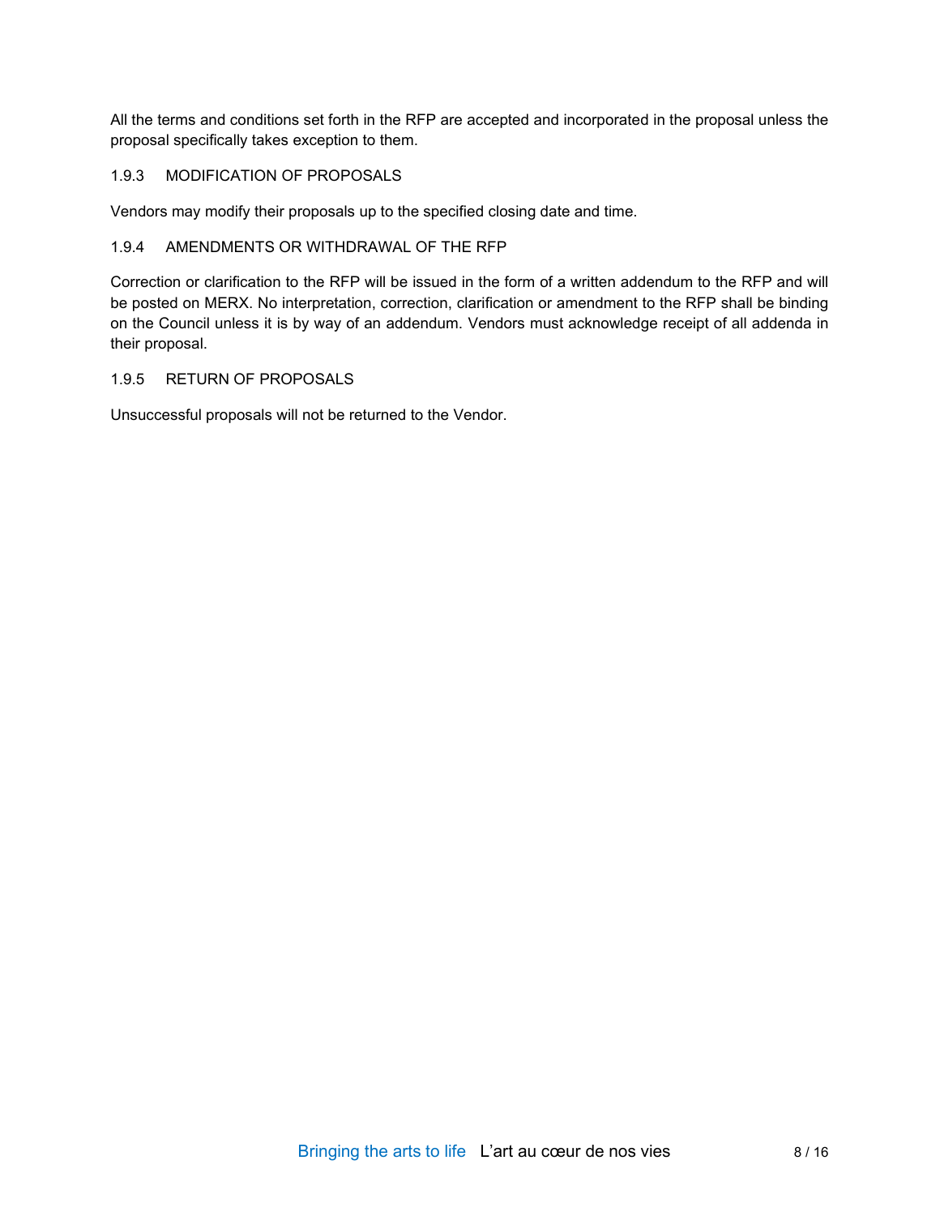All the terms and conditions set forth in the RFP are accepted and incorporated in the proposal unless the proposal specifically takes exception to them.

#### 1.9.3 MODIFICATION OF PROPOSALS

Vendors may modify their proposals up to the specified closing date and time.

#### 1.9.4 AMENDMENTS OR WITHDRAWAL OF THE RFP

Correction or clarification to the RFP will be issued in the form of a written addendum to the RFP and will be posted on MERX. No interpretation, correction, clarification or amendment to the RFP shall be binding on the Council unless it is by way of an addendum. Vendors must acknowledge receipt of all addenda in their proposal.

#### 1.9.5 RETURN OF PROPOSALS

Unsuccessful proposals will not be returned to the Vendor.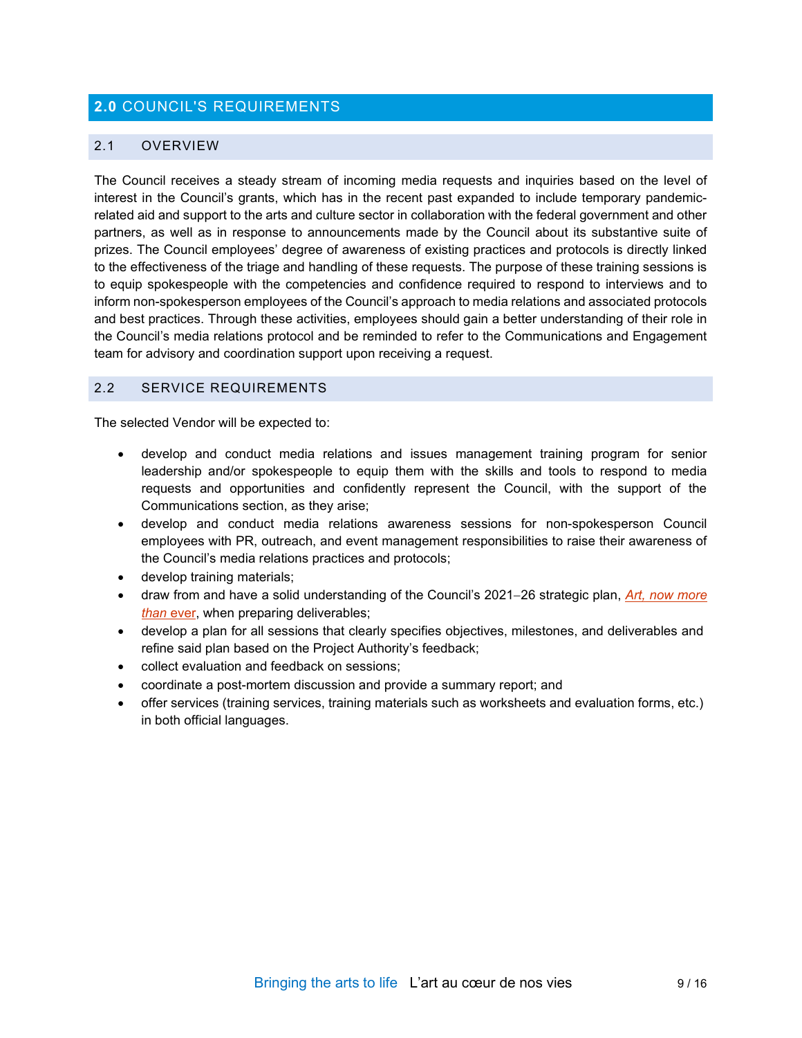## **2.0** COUNCIL'S REQUIREMENTS

### 2.1 OVERVIEW

The Council receives a steady stream of incoming media requests and inquiries based on the level of interest in the Council's grants, which has in the recent past expanded to include temporary pandemic-related aid and support to the arts and culture sector in collaboration with the federal government and other partners, as well as in response to announcements made by the Council about its substantive suite of prizes. The Council employees' degree of awareness of existing practices and protocols is directly linked to the effectiveness of the triage and handling of these requests. The purpose of these training sessions is to equip spokespeople with the competencies and confidence required to respond to interviews and to inform non-spokesperson employees of the Council's approach to media relations and associated protocols and best practices. Through these activities, employees should gain a better understanding of their role in the Council's media relations protocol and be reminded to refer to the Communications and Engagement team for advisory and coordination support upon receiving a request.

### 2.2 SERVICE REQUIREMENTS

The selected Vendor will be expected to:

- develop and conduct media relations and issues management training program for senior leadership and/or spokespeople to equip them with the skills and tools to respond to media requests and opportunities and confidently represent the Council, with the support of the Communications section, as they arise;
- develop and conduct media relations awareness sessions for non-spokesperson Council employees with PR, outreach, and event management responsibilities to raise their awareness of the Council's media relations practices and protocols;
- develop training materials;
- draw from and have a solid understanding of the Council's 2021–26 strategic plan, *Art, now more than* ever, when preparing deliverables;
- develop a plan for all sessions that clearly specifies objectives, milestones, and deliverables and refine said plan based on the Project Authority's feedback;
- collect evaluation and feedback on sessions;
- coordinate a post-mortem discussion and provide a summary report; and
- offer services (training services, training materials such as worksheets and evaluation forms, etc.) in both official languages.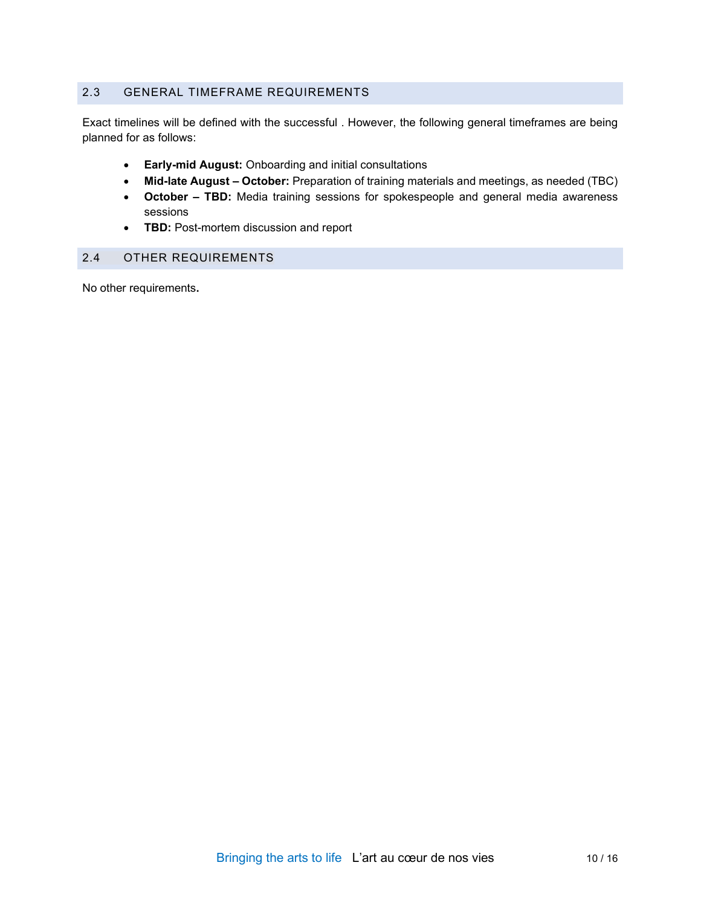## 2.3 GENERAL TIMEFRAME REQUIREMENTS

Exact timelines will be defined with the successful . However, the following general timeframes are being planned for as follows:

- **Early-mid August:** Onboarding and initial consultations
- **Mid-late August – October:** Preparation of training materials and meetings, as needed (TBC)
- **October – TBD:** Media training sessions for spokespeople and general media awareness sessions
- **TBD:** Post-mortem discussion and report

## 2.4 OTHER REQUIREMENTS

No other requirements.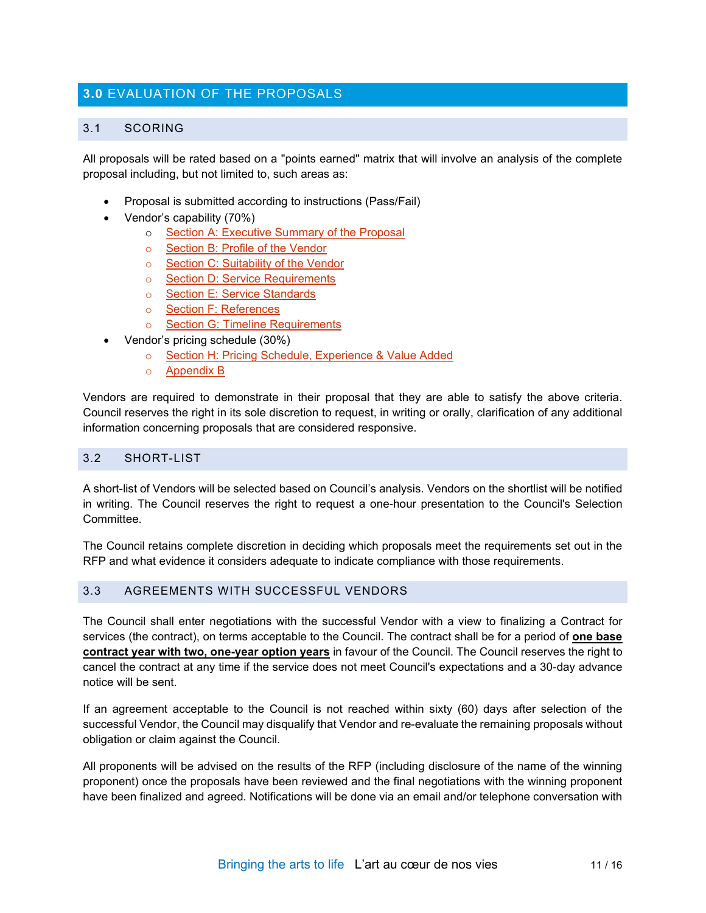## 3.0 EVALUATION OF THE PROPOSALS

### 3.1 SCORING

All proposals will be rated based on a "points earned" matrix that will involve an analysis of the complete proposal including, but not limited to, such areas as:

- Proposal is submitted according to instructions (Pass/Fail)
- Vendor's capability (70%)
  - Section A: Executive Summary of the Proposal
  - Section B: Profile of the Vendor
  - Section C: Suitability of the Vendor
  - Section D: Service Requirements
  - Section E: Service Standards
  - Section F: References
  - Section G: Timeline Requirements
- Vendor's pricing schedule (30%)
  - Section H: Pricing Schedule, Experience & Value Added
  - Appendix B

Vendors are required to demonstrate in their proposal that they are able to satisfy the above criteria. Council reserves the right in its sole discretion to request, in writing or orally, clarification of any additional information concerning proposals that are considered responsive.

### 3.2 SHORT-LIST

A short-list of Vendors will be selected based on Council's analysis. Vendors on the shortlist will be notified in writing. The Council reserves the right to request a one-hour presentation to the Council's Selection Committee.

The Council retains complete discretion in deciding which proposals meet the requirements set out in the RFP and what evidence it considers adequate to indicate compliance with those requirements.

### 3.3 AGREEMENTS WITH SUCCESSFUL VENDORS

The Council shall enter negotiations with the successful Vendor with a view to finalizing a Contract for services (the contract), on terms acceptable to the Council. The contract shall be for a period of **one base contract year with two, one-year option years** in favour of the Council. The Council reserves the right to cancel the contract at any time if the service does not meet Council's expectations and a 30-day advance notice will be sent.

If an agreement acceptable to the Council is not reached within sixty (60) days after selection of the successful Vendor, the Council may disqualify that Vendor and re-evaluate the remaining proposals without obligation or claim against the Council.

All proponents will be advised on the results of the RFP (including disclosure of the name of the winning proponent) once the proposals have been reviewed and the final negotiations with the winning proponent have been finalized and agreed. Notifications will be done via an email and/or telephone conversation with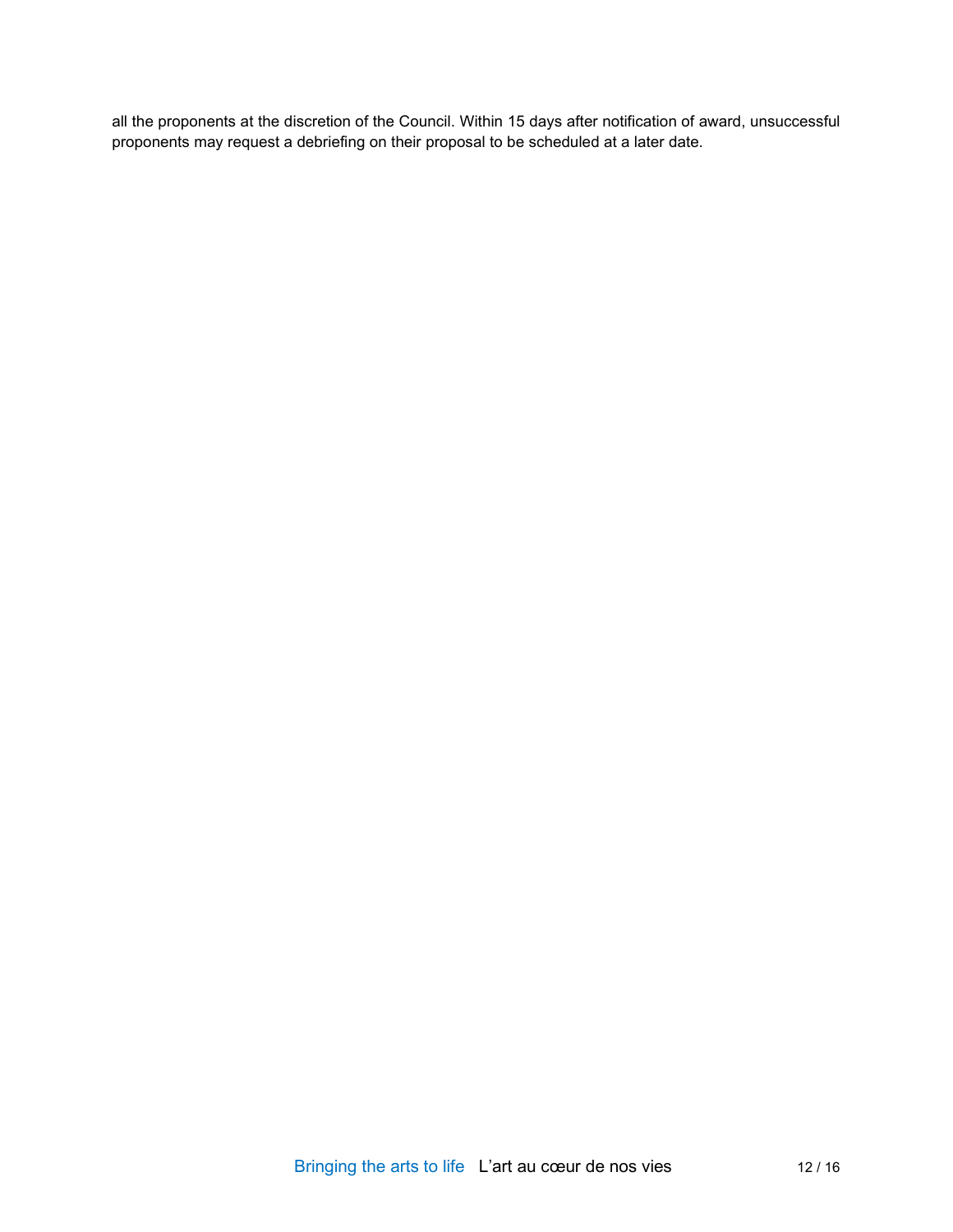all the proponents at the discretion of the Council. Within 15 days after notification of award, unsuccessful proponents may request a debriefing on their proposal to be scheduled at a later date.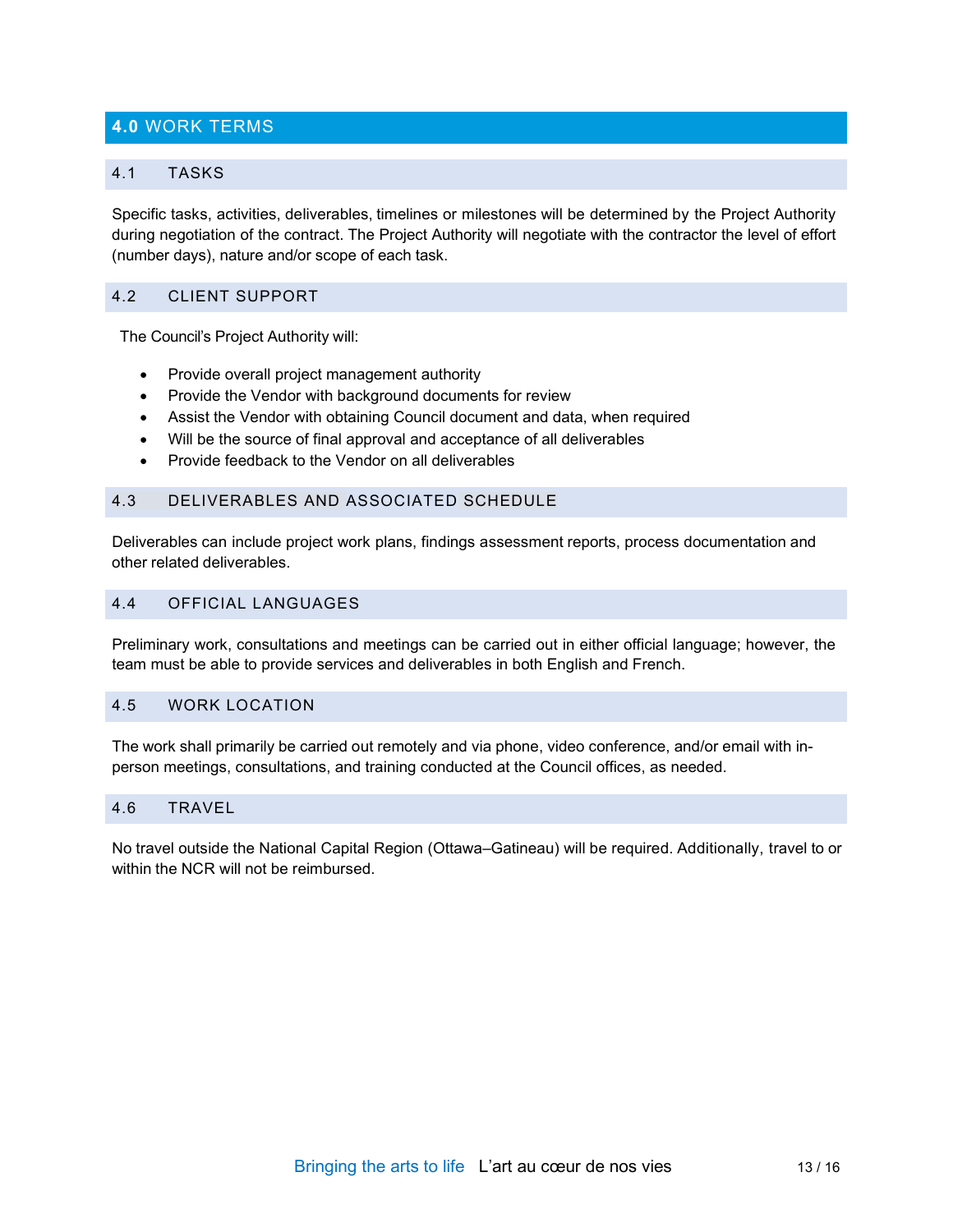## **4.0** WORK TERMS

### 4.1 TASKS

Specific tasks, activities, deliverables, timelines or milestones will be determined by the Project Authority during negotiation of the contract. The Project Authority will negotiate with the contractor the level of effort (number days), nature and/or scope of each task.

### 4.2 CLIENT SUPPORT

The Council's Project Authority will:

- Provide overall project management authority
- Provide the Vendor with background documents for review
- Assist the Vendor with obtaining Council document and data, when required
- Will be the source of final approval and acceptance of all deliverables
- Provide feedback to the Vendor on all deliverables

### 4.3 DELIVERABLES AND ASSOCIATED SCHEDULE

Deliverables can include project work plans, findings assessment reports, process documentation and other related deliverables.

### 4.4 OFFICIAL LANGUAGES

Preliminary work, consultations and meetings can be carried out in either official language; however, the team must be able to provide services and deliverables in both English and French.

### 4.5 WORK LOCATION

The work shall primarily be carried out remotely and via phone, video conference, and/or email with in-person meetings, consultations, and training conducted at the Council offices, as needed.

### 4.6 TRAVEL

No travel outside the National Capital Region (Ottawa–Gatineau) will be required. Additionally, travel to or within the NCR will not be reimbursed.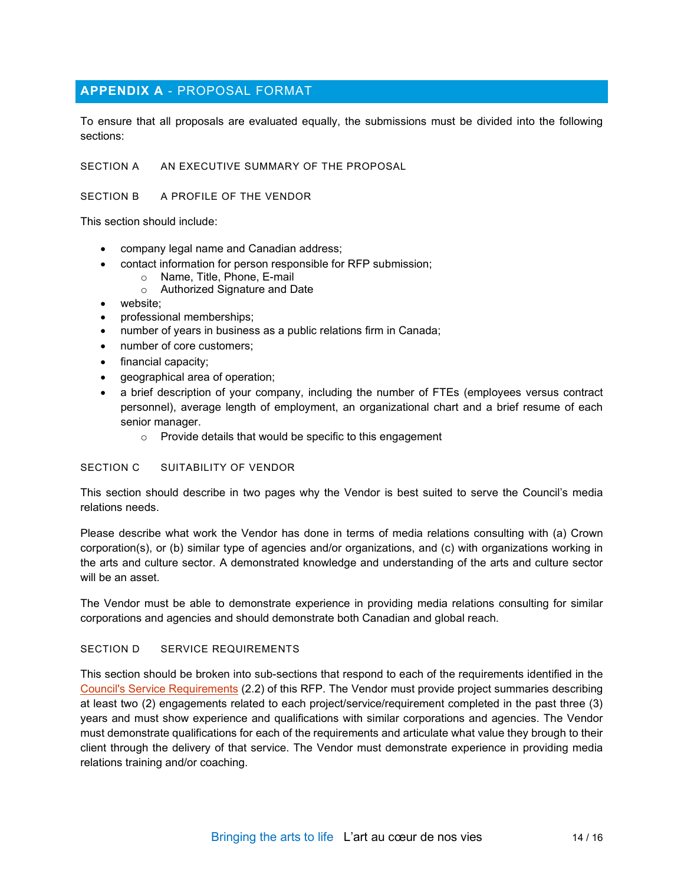## APPENDIX A - PROPOSAL FORMAT

To ensure that all proposals are evaluated equally, the submissions must be divided into the following sections:

### SECTION A AN EXECUTIVE SUMMARY OF THE PROPOSAL

### SECTION B A PROFILE OF THE VENDOR

This section should include:

- company legal name and Canadian address;
- contact information for person responsible for RFP submission;
  - Name, Title, Phone, E-mail
  - Authorized Signature and Date
- website;
- professional memberships;
- number of years in business as a public relations firm in Canada;
- number of core customers;
- financial capacity;
- geographical area of operation;
- a brief description of your company, including the number of FTEs (employees versus contract personnel), average length of employment, an organizational chart and a brief resume of each senior manager.
  - Provide details that would be specific to this engagement

### SECTION C SUITABILITY OF VENDOR

This section should describe in two pages why the Vendor is best suited to serve the Council's media relations needs.

Please describe what work the Vendor has done in terms of media relations consulting with (a) Crown corporation(s), or (b) similar type of agencies and/or organizations, and (c) with organizations working in the arts and culture sector. A demonstrated knowledge and understanding of the arts and culture sector will be an asset.

The Vendor must be able to demonstrate experience in providing media relations consulting for similar corporations and agencies and should demonstrate both Canadian and global reach.

### SECTION D SERVICE REQUIREMENTS

This section should be broken into sub-sections that respond to each of the requirements identified in the Council's Service Requirements (2.2) of this RFP. The Vendor must provide project summaries describing at least two (2) engagements related to each project/service/requirement completed in the past three (3) years and must show experience and qualifications with similar corporations and agencies. The Vendor must demonstrate qualifications for each of the requirements and articulate what value they brough to their client through the delivery of that service. The Vendor must demonstrate experience in providing media relations training and/or coaching.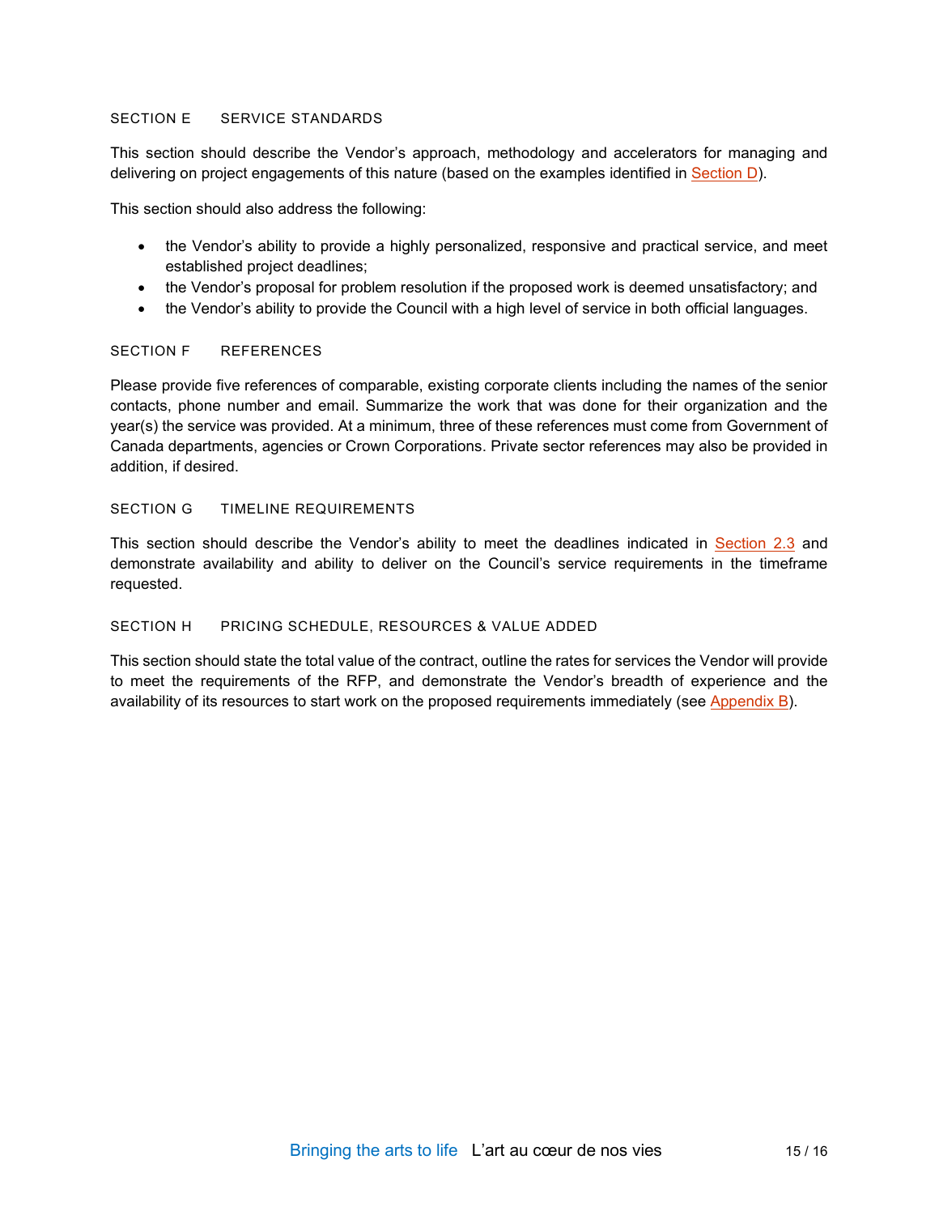### SECTION E SERVICE STANDARDS

This section should describe the Vendor's approach, methodology and accelerators for managing and delivering on project engagements of this nature (based on the examples identified in Section D).

This section should also address the following:

- the Vendor's ability to provide a highly personalized, responsive and practical service, and meet established project deadlines;
- the Vendor's proposal for problem resolution if the proposed work is deemed unsatisfactory; and
- the Vendor's ability to provide the Council with a high level of service in both official languages.

### SECTION F REFERENCES

Please provide five references of comparable, existing corporate clients including the names of the senior contacts, phone number and email. Summarize the work that was done for their organization and the year(s) the service was provided. At a minimum, three of these references must come from Government of Canada departments, agencies or Crown Corporations. Private sector references may also be provided in addition, if desired.

### SECTION G TIMELINE REQUIREMENTS

This section should describe the Vendor's ability to meet the deadlines indicated in Section 2.3 and demonstrate availability and ability to deliver on the Council's service requirements in the timeframe requested.

### SECTION H PRICING SCHEDULE, RESOURCES & VALUE ADDED

This section should state the total value of the contract, outline the rates for services the Vendor will provide to meet the requirements of the RFP, and demonstrate the Vendor's breadth of experience and the availability of its resources to start work on the proposed requirements immediately (see Appendix B).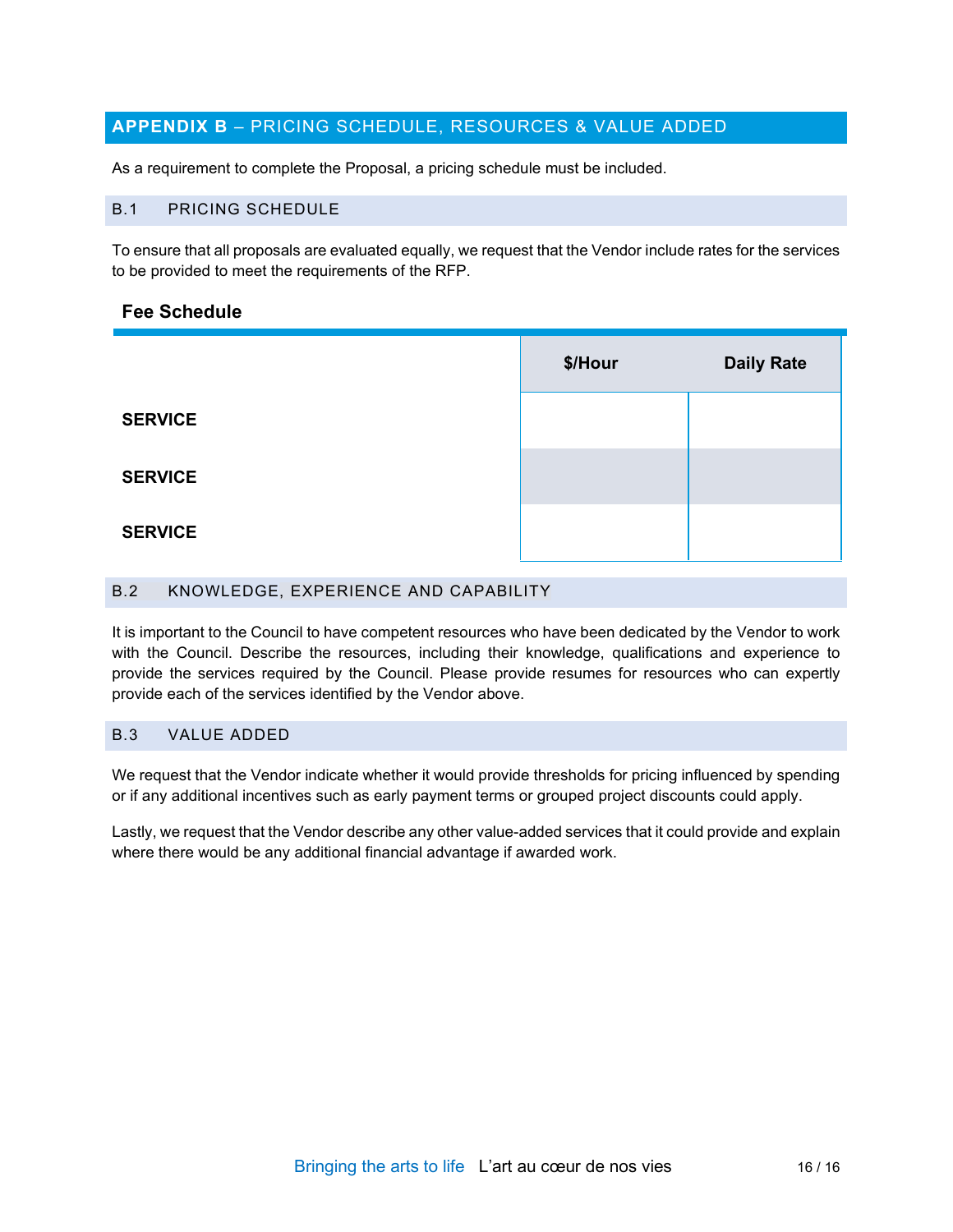## APPENDIX B – PRICING SCHEDULE, RESOURCES & VALUE ADDED

As a requirement to complete the Proposal, a pricing schedule must be included.

### B.1 PRICING SCHEDULE

To ensure that all proposals are evaluated equally, we request that the Vendor include rates for the services to be provided to meet the requirements of the RFP.

#### Fee Schedule

| | $/Hour | Daily Rate |
|---|---|---|
| **SERVICE** | | |
| **SERVICE** | | |
| **SERVICE** | | |

### B.2 KNOWLEDGE, EXPERIENCE AND CAPABILITY

It is important to the Council to have competent resources who have been dedicated by the Vendor to work with the Council. Describe the resources, including their knowledge, qualifications and experience to provide the services required by the Council. Please provide resumes for resources who can expertly provide each of the services identified by the Vendor above.

### B.3 VALUE ADDED

We request that the Vendor indicate whether it would provide thresholds for pricing influenced by spending or if any additional incentives such as early payment terms or grouped project discounts could apply.

Lastly, we request that the Vendor describe any other value-added services that it could provide and explain where there would be any additional financial advantage if awarded work.